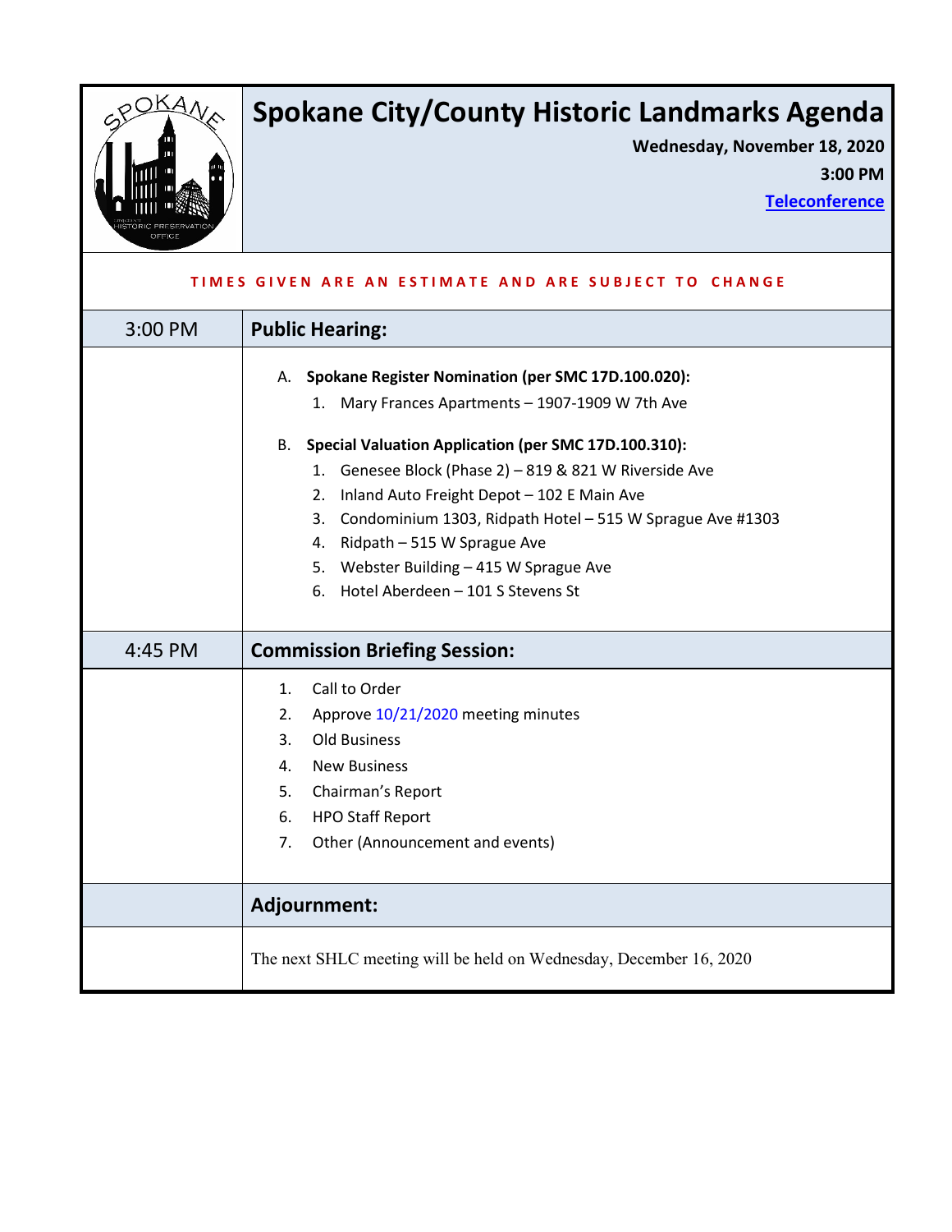# Spokane City/County Historic Landmarks Agenda

**Wednesday, November 18, 2020**

**3:00 PM**

**Teleconference**

TIMES GIVEN ARE AN ESTIMATE AND ARE SUBJECT TO CHANGE

| 3:00 PM | **Public Hearing:** |
|---|---|
| | A. **Spokane Register Nomination (per SMC 17D.100.020):**<br>1. Mary Frances Apartments – 1907-1909 W 7th Ave<br><br>B. **Special Valuation Application (per SMC 17D.100.310):**<br>1. Genesee Block (Phase 2) – 819 & 821 W Riverside Ave<br>2. Inland Auto Freight Depot – 102 E Main Ave<br>3. Condominium 1303, Ridpath Hotel – 515 W Sprague Ave #1303<br>4. Ridpath – 515 W Sprague Ave<br>5. Webster Building – 415 W Sprague Ave<br>6. Hotel Aberdeen – 101 S Stevens St |
| 4:45 PM | **Commission Briefing Session:** |
| | 1. Call to Order<br>2. Approve 10/21/2020 meeting minutes<br>3. Old Business<br>4. New Business<br>5. Chairman's Report<br>6. HPO Staff Report<br>7. Other (Announcement and events) |
| | **Adjournment:** |
| | The next SHLC meeting will be held on Wednesday, December 16, 2020 |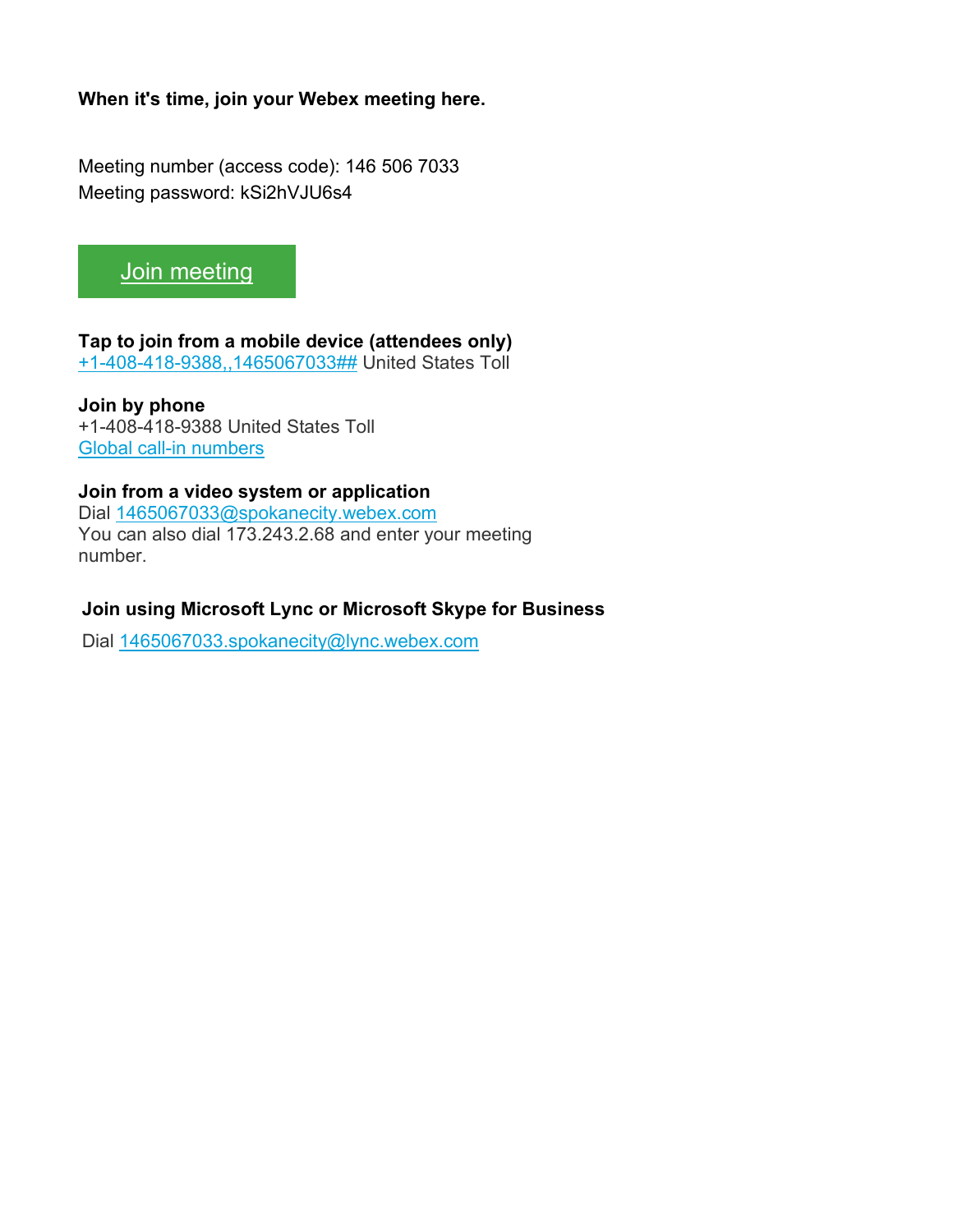**When it's time, join your Webex meeting here.**

Meeting number (access code): 146 506 7033
Meeting password: kSi2hVJU6s4

Join meeting

**Tap to join from a mobile device (attendees only)**
+1-408-418-9388,,1465067033## United States Toll

**Join by phone**
+1-408-418-9388 United States Toll
Global call-in numbers

**Join from a video system or application**
Dial 1465067033@spokanecity.webex.com
You can also dial 173.243.2.68 and enter your meeting number.

**Join using Microsoft Lync or Microsoft Skype for Business**

Dial 1465067033.spokanecity@lync.webex.com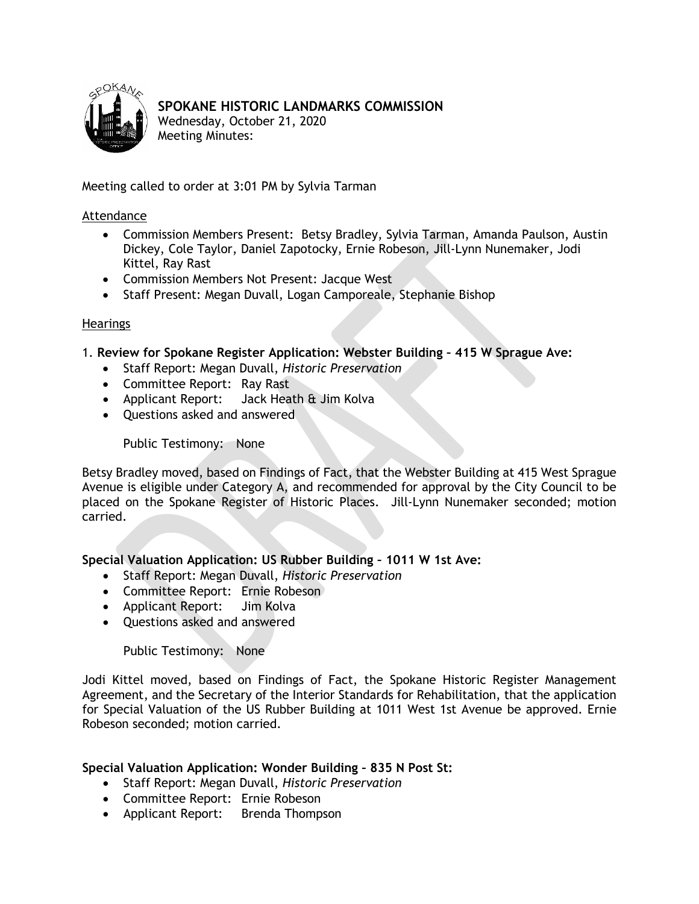# SPOKANE HISTORIC LANDMARKS COMMISSION

Wednesday, October 21, 2020
Meeting Minutes:

Meeting called to order at 3:01 PM by Sylvia Tarman

## Attendance

- Commission Members Present: Betsy Bradley, Sylvia Tarman, Amanda Paulson, Austin Dickey, Cole Taylor, Daniel Zapotocky, Ernie Robeson, Jill-Lynn Nunemaker, Jodi Kittel, Ray Rast
- Commission Members Not Present: Jacque West
- Staff Present: Megan Duvall, Logan Camporeale, Stephanie Bishop

## Hearings

1. **Review for Spokane Register Application: Webster Building – 415 W Sprague Ave:**
   - Staff Report: Megan Duvall, *Historic Preservation*
   - Committee Report: Ray Rast
   - Applicant Report: Jack Heath & Jim Kolva
   - Questions asked and answered

   Public Testimony: None

Betsy Bradley moved, based on Findings of Fact, that the Webster Building at 415 West Sprague Avenue is eligible under Category A, and recommended for approval by the City Council to be placed on the Spokane Register of Historic Places. Jill-Lynn Nunemaker seconded; motion carried.

**Special Valuation Application: US Rubber Building – 1011 W 1st Ave:**

- Staff Report: Megan Duvall, *Historic Preservation*
- Committee Report: Ernie Robeson
- Applicant Report: Jim Kolva
- Questions asked and answered

Public Testimony: None

Jodi Kittel moved, based on Findings of Fact, the Spokane Historic Register Management Agreement, and the Secretary of the Interior Standards for Rehabilitation, that the application for Special Valuation of the US Rubber Building at 1011 West 1st Avenue be approved. Ernie Robeson seconded; motion carried.

**Special Valuation Application: Wonder Building – 835 N Post St:**

- Staff Report: Megan Duvall, *Historic Preservation*
- Committee Report: Ernie Robeson
- Applicant Report: Brenda Thompson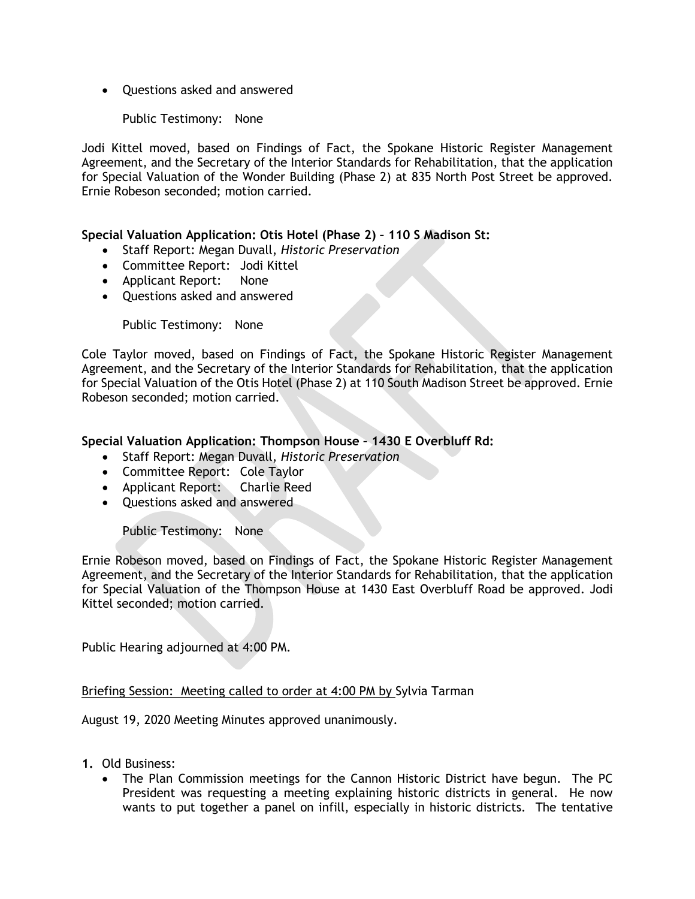- Questions asked and answered

    Public Testimony: None

Jodi Kittel moved, based on Findings of Fact, the Spokane Historic Register Management Agreement, and the Secretary of the Interior Standards for Rehabilitation, that the application for Special Valuation of the Wonder Building (Phase 2) at 835 North Post Street be approved. Ernie Robeson seconded; motion carried.

**Special Valuation Application: Otis Hotel (Phase 2) – 110 S Madison St:**

- Staff Report: Megan Duvall, *Historic Preservation*
- Committee Report: Jodi Kittel
- Applicant Report: None
- Questions asked and answered

    Public Testimony: None

Cole Taylor moved, based on Findings of Fact, the Spokane Historic Register Management Agreement, and the Secretary of the Interior Standards for Rehabilitation, that the application for Special Valuation of the Otis Hotel (Phase 2) at 110 South Madison Street be approved. Ernie Robeson seconded; motion carried.

**Special Valuation Application: Thompson House – 1430 E Overbluff Rd:**

- Staff Report: Megan Duvall, *Historic Preservation*
- Committee Report: Cole Taylor
- Applicant Report: Charlie Reed
- Questions asked and answered

    Public Testimony: None

Ernie Robeson moved, based on Findings of Fact, the Spokane Historic Register Management Agreement, and the Secretary of the Interior Standards for Rehabilitation, that the application for Special Valuation of the Thompson House at 1430 East Overbluff Road be approved. Jodi Kittel seconded; motion carried.

Public Hearing adjourned at 4:00 PM.

Briefing Session: Meeting called to order at 4:00 PM by Sylvia Tarman

August 19, 2020 Meeting Minutes approved unanimously.

1. Old Business:
    - The Plan Commission meetings for the Cannon Historic District have begun. The PC President was requesting a meeting explaining historic districts in general. He now wants to put together a panel on infill, especially in historic districts. The tentative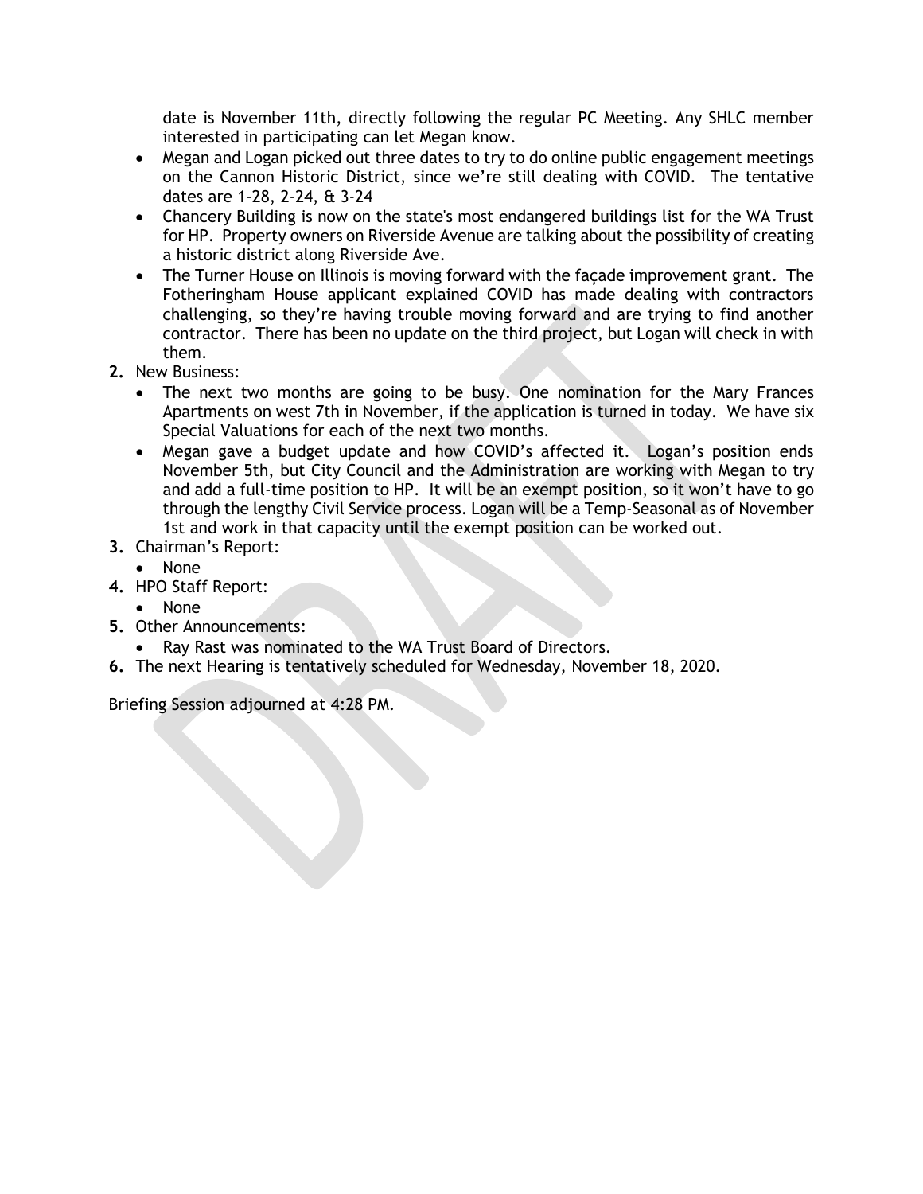date is November 11th, directly following the regular PC Meeting. Any SHLC member interested in participating can let Megan know.

- Megan and Logan picked out three dates to try to do online public engagement meetings on the Cannon Historic District, since we're still dealing with COVID. The tentative dates are 1-28, 2-24, & 3-24
- Chancery Building is now on the state's most endangered buildings list for the WA Trust for HP. Property owners on Riverside Avenue are talking about the possibility of creating a historic district along Riverside Ave.
- The Turner House on Illinois is moving forward with the façade improvement grant. The Fotheringham House applicant explained COVID has made dealing with contractors challenging, so they're having trouble moving forward and are trying to find another contractor. There has been no update on the third project, but Logan will check in with them.

2. New Business:
   - The next two months are going to be busy. One nomination for the Mary Frances Apartments on west 7th in November, if the application is turned in today. We have six Special Valuations for each of the next two months.
   - Megan gave a budget update and how COVID's affected it. Logan's position ends November 5th, but City Council and the Administration are working with Megan to try and add a full-time position to HP. It will be an exempt position, so it won't have to go through the lengthy Civil Service process. Logan will be a Temp-Seasonal as of November 1st and work in that capacity until the exempt position can be worked out.
3. Chairman's Report:
   - None
4. HPO Staff Report:
   - None
5. Other Announcements:
   - Ray Rast was nominated to the WA Trust Board of Directors.
6. The next Hearing is tentatively scheduled for Wednesday, November 18, 2020.

Briefing Session adjourned at 4:28 PM.